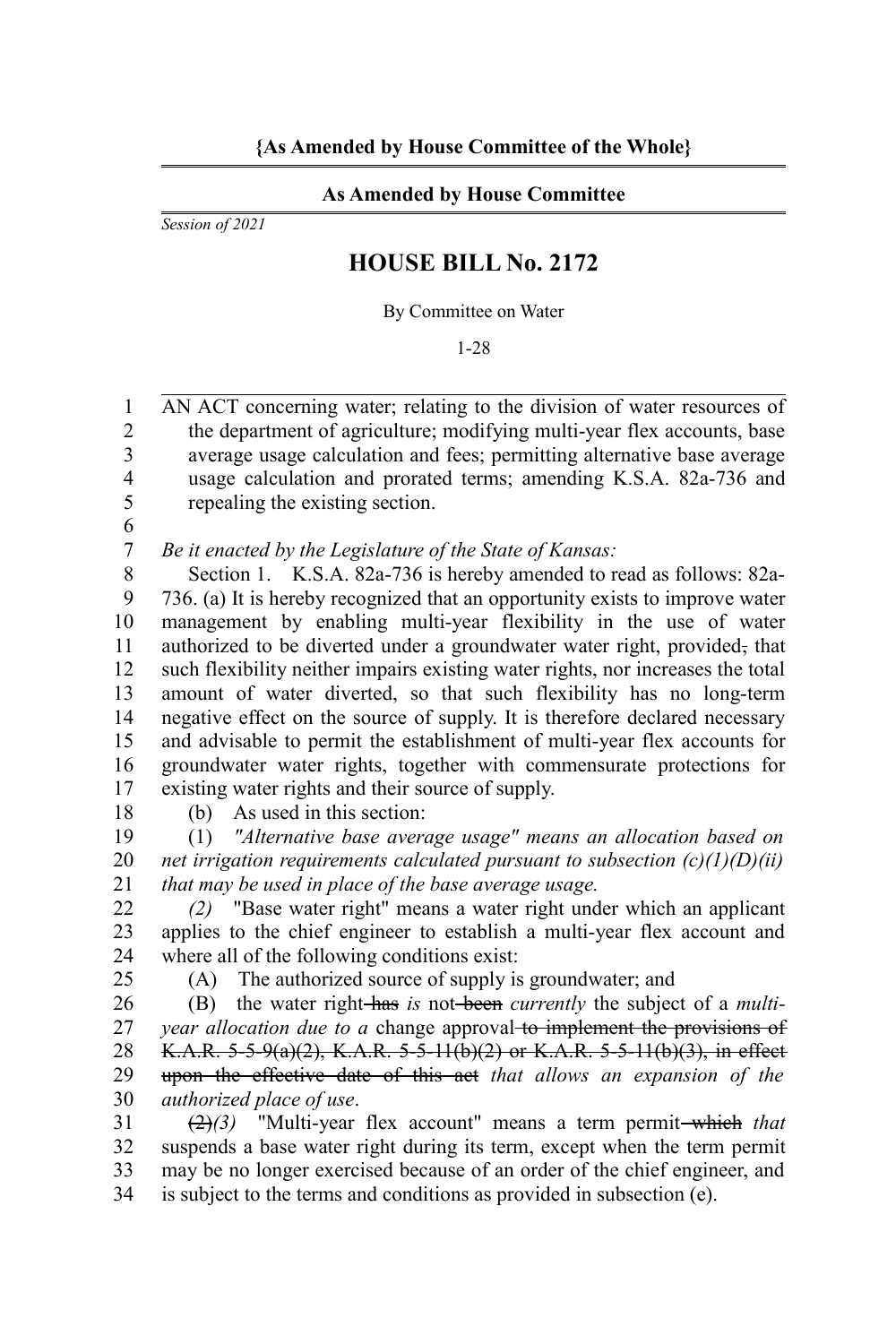**{As Amended by House Committee of the Whole}**

**As Amended by House Committee**

*Session of 2021*

# HOUSE BILL No. 2172

By Committee on Water

1-28

AN ACT concerning water; relating to the division of water resources of the department of agriculture; modifying multi-year flex accounts, base average usage calculation and fees; permitting alternative base average usage calculation and prorated terms; amending K.S.A. 82a-736 and repealing the existing section.

*Be it enacted by the Legislature of the State of Kansas:*

Section 1. K.S.A. 82a-736 is hereby amended to read as follows: 82a-736. (a) It is hereby recognized that an opportunity exists to improve water management by enabling multi-year flexibility in the use of water authorized to be diverted under a groundwater water right, provided~~,~~ that such flexibility neither impairs existing water rights, nor increases the total amount of water diverted, so that such flexibility has no long-term negative effect on the source of supply. It is therefore declared necessary and advisable to permit the establishment of multi-year flex accounts for groundwater water rights, together with commensurate protections for existing water rights and their source of supply.

(b) As used in this section:

(1) *"Alternative base average usage" means an allocation based on net irrigation requirements calculated pursuant to subsection (c)(1)(D)(ii) that may be used in place of the base average usage.*

*(2)* "Base water right" means a water right under which an applicant applies to the chief engineer to establish a multi-year flex account and where all of the following conditions exist:

(A) The authorized source of supply is groundwater; and

(B) the water right ~~has~~ *is* not ~~been~~ *currently* the subject of a *multi-year allocation due to a* change approval ~~to implement the provisions of K.A.R. 5-5-9(a)(2), K.A.R. 5-5-11(b)(2) or K.A.R. 5-5-11(b)(3), in effect upon the effective date of this act~~ *that allows an expansion of the authorized place of use*.

~~(2)~~*(3)* "Multi-year flex account" means a term permit ~~which~~ *that* suspends a base water right during its term, except when the term permit may be no longer exercised because of an order of the chief engineer, and is subject to the terms and conditions as provided in subsection (e).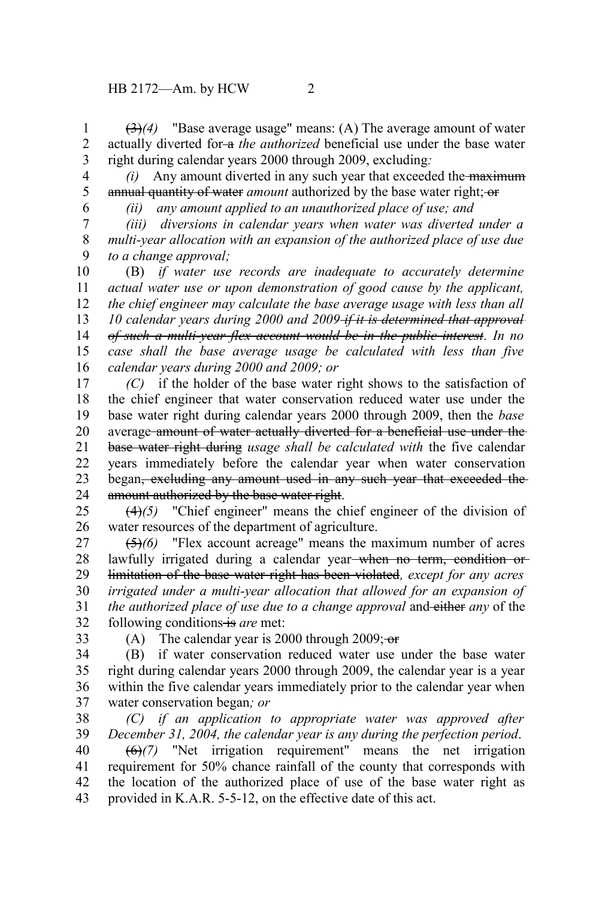~~(3)~~*(4)* "Base average usage" means: (A) The average amount of water actually diverted for ~~a~~ *the authorized* beneficial use under the base water right during calendar years 2000 through 2009, excluding*:*

*(i)* Any amount diverted in any such year that exceeded the ~~maximum annual quantity of water~~ *amount* authorized by the base water right; ~~or~~

*(ii) any amount applied to an unauthorized place of use; and*

*(iii) diversions in calendar years when water was diverted under a multi-year allocation with an expansion of the authorized place of use due to a change approval;*

(B) *if water use records are inadequate to accurately determine actual water use or upon demonstration of good cause by the applicant, the chief engineer may calculate the base average usage with less than all 10 calendar years during 2000 and 2009* ~~*if it is determined that approval of such a multi-year flex account would be in the public interest*~~. *In no case shall the base average usage be calculated with less than five calendar years during 2000 and 2009; or*

*(C)* if the holder of the base water right shows to the satisfaction of the chief engineer that water conservation reduced water use under the base water right during calendar years 2000 through 2009, then the *base* average ~~amount of water actually diverted for a beneficial use under the base water right during~~ *usage shall be calculated with* the five calendar years immediately before the calendar year when water conservation began~~, excluding any amount used in any such year that exceeded the amount authorized by the base water right~~.

~~(4)~~*(5)* "Chief engineer" means the chief engineer of the division of water resources of the department of agriculture.

~~(5)~~*(6)* "Flex account acreage" means the maximum number of acres lawfully irrigated during a calendar year ~~when no term, condition or limitation of the base water right has been violated~~*, except for any acres irrigated under a multi-year allocation that allowed for an expansion of the authorized place of use due to a change approval* and ~~either~~ *any* of the following conditions ~~is~~ *are* met:

(A) The calendar year is 2000 through 2009; ~~or~~

(B) if water conservation reduced water use under the base water right during calendar years 2000 through 2009, the calendar year is a year within the five calendar years immediately prior to the calendar year when water conservation began*; or*

*(C) if an application to appropriate water was approved after December 31, 2004, the calendar year is any during the perfection period*.

~~(6)~~*(7)* "Net irrigation requirement" means the net irrigation requirement for 50% chance rainfall of the county that corresponds with the location of the authorized place of use of the base water right as provided in K.A.R. 5-5-12, on the effective date of this act.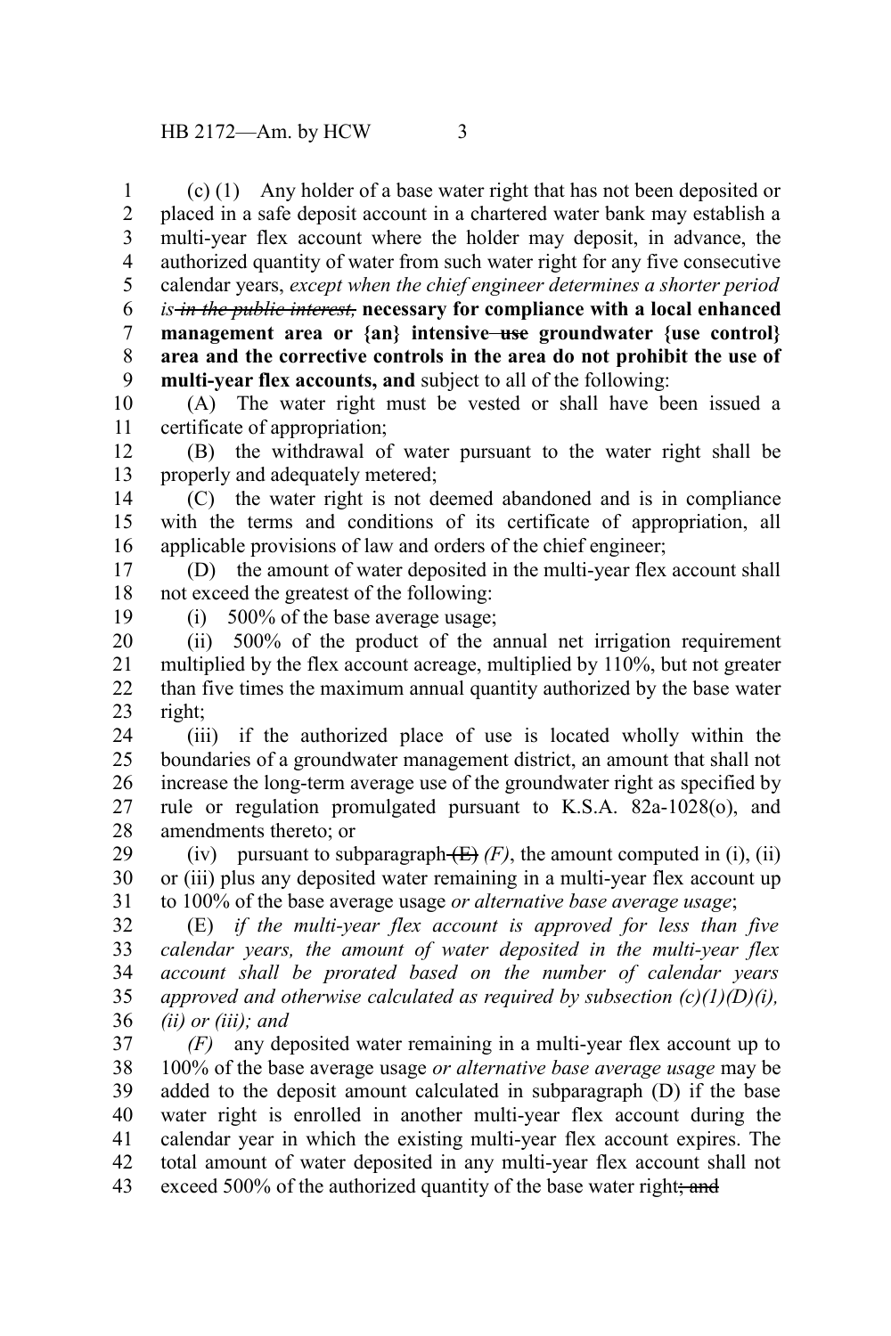(c) (1) Any holder of a base water right that has not been deposited or placed in a safe deposit account in a chartered water bank may establish a multi-year flex account where the holder may deposit, in advance, the authorized quantity of water from such water right for any five consecutive calendar years, *except when the chief engineer determines a shorter period is ~~in the public interest,~~* **necessary for compliance with a local enhanced management area or {an} intensive ~~use~~ groundwater {use control} area and the corrective controls in the area do not prohibit the use of multi-year flex accounts, and** subject to all of the following:

(A) The water right must be vested or shall have been issued a certificate of appropriation;

(B) the withdrawal of water pursuant to the water right shall be properly and adequately metered;

(C) the water right is not deemed abandoned and is in compliance with the terms and conditions of its certificate of appropriation, all applicable provisions of law and orders of the chief engineer;

(D) the amount of water deposited in the multi-year flex account shall not exceed the greatest of the following:

(i) 500% of the base average usage;

(ii) 500% of the product of the annual net irrigation requirement multiplied by the flex account acreage, multiplied by 110%, but not greater than five times the maximum annual quantity authorized by the base water right;

(iii) if the authorized place of use is located wholly within the boundaries of a groundwater management district, an amount that shall not increase the long-term average use of the groundwater right as specified by rule or regulation promulgated pursuant to K.S.A. 82a-1028(o), and amendments thereto; or

(iv) pursuant to subparagraph ~~(E)~~ *(F)*, the amount computed in (i), (ii) or (iii) plus any deposited water remaining in a multi-year flex account up to 100% of the base average usage *or alternative base average usage*;

(E) *if the multi-year flex account is approved for less than five calendar years, the amount of water deposited in the multi-year flex account shall be prorated based on the number of calendar years approved and otherwise calculated as required by subsection (c)(1)(D)(i), (ii) or (iii); and*

*(F)* any deposited water remaining in a multi-year flex account up to 100% of the base average usage *or alternative base average usage* may be added to the deposit amount calculated in subparagraph (D) if the base water right is enrolled in another multi-year flex account during the calendar year in which the existing multi-year flex account expires. The total amount of water deposited in any multi-year flex account shall not exceed 500% of the authorized quantity of the base water right~~; and~~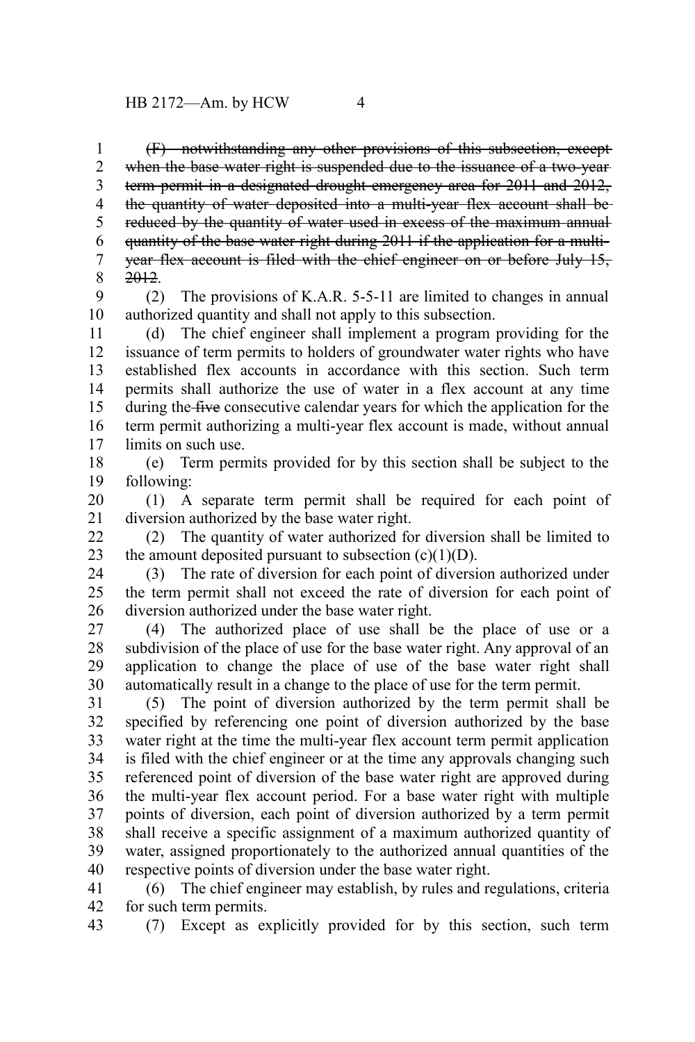~~(F) notwithstanding any other provisions of this subsection, except when the base water right is suspended due to the issuance of a two-year term permit in a designated drought emergency area for 2011 and 2012, the quantity of water deposited into a multi-year flex account shall be reduced by the quantity of water used in excess of the maximum annual quantity of the base water right during 2011 if the application for a multi-year flex account is filed with the chief engineer on or before July 15, 2012.~~

(2) The provisions of K.A.R. 5-5-11 are limited to changes in annual authorized quantity and shall not apply to this subsection.

(d) The chief engineer shall implement a program providing for the issuance of term permits to holders of groundwater water rights who have established flex accounts in accordance with this section. Such term permits shall authorize the use of water in a flex account at any time during the ~~five~~ consecutive calendar years for which the application for the term permit authorizing a multi-year flex account is made, without annual limits on such use.

(e) Term permits provided for by this section shall be subject to the following:

(1) A separate term permit shall be required for each point of diversion authorized by the base water right.

(2) The quantity of water authorized for diversion shall be limited to the amount deposited pursuant to subsection (c)(1)(D).

(3) The rate of diversion for each point of diversion authorized under the term permit shall not exceed the rate of diversion for each point of diversion authorized under the base water right.

(4) The authorized place of use shall be the place of use or a subdivision of the place of use for the base water right. Any approval of an application to change the place of use of the base water right shall automatically result in a change to the place of use for the term permit.

(5) The point of diversion authorized by the term permit shall be specified by referencing one point of diversion authorized by the base water right at the time the multi-year flex account term permit application is filed with the chief engineer or at the time any approvals changing such referenced point of diversion of the base water right are approved during the multi-year flex account period. For a base water right with multiple points of diversion, each point of diversion authorized by a term permit shall receive a specific assignment of a maximum authorized quantity of water, assigned proportionately to the authorized annual quantities of the respective points of diversion under the base water right.

(6) The chief engineer may establish, by rules and regulations, criteria for such term permits.

(7) Except as explicitly provided for by this section, such term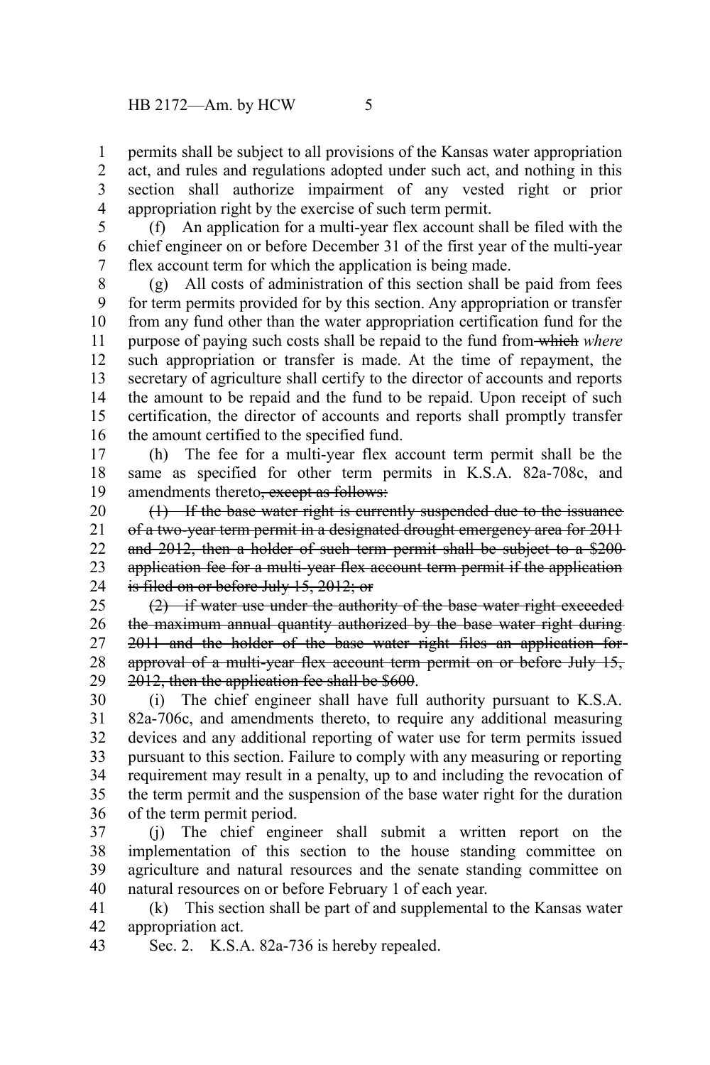permits shall be subject to all provisions of the Kansas water appropriation act, and rules and regulations adopted under such act, and nothing in this section shall authorize impairment of any vested right or prior appropriation right by the exercise of such term permit.

(f) An application for a multi-year flex account shall be filed with the chief engineer on or before December 31 of the first year of the multi-year flex account term for which the application is being made.

(g) All costs of administration of this section shall be paid from fees for term permits provided for by this section. Any appropriation or transfer from any fund other than the water appropriation certification fund for the purpose of paying such costs shall be repaid to the fund from ~~which~~ *where* such appropriation or transfer is made. At the time of repayment, the secretary of agriculture shall certify to the director of accounts and reports the amount to be repaid and the fund to be repaid. Upon receipt of such certification, the director of accounts and reports shall promptly transfer the amount certified to the specified fund.

(h) The fee for a multi-year flex account term permit shall be the same as specified for other term permits in K.S.A. 82a-708c, and amendments thereto~~, except as follows:~~

~~(1) If the base water right is currently suspended due to the issuance of a two-year term permit in a designated drought emergency area for 2011 and 2012, then a holder of such term permit shall be subject to a $200 application fee for a multi-year flex account term permit if the application is filed on or before July 15, 2012; or~~

~~(2) if water use under the authority of the base water right exceeded the maximum annual quantity authorized by the base water right during 2011 and the holder of the base water right files an application for approval of a multi-year flex account term permit on or before July 15, 2012, then the application fee shall be $600~~.

(i) The chief engineer shall have full authority pursuant to K.S.A. 82a-706c, and amendments thereto, to require any additional measuring devices and any additional reporting of water use for term permits issued pursuant to this section. Failure to comply with any measuring or reporting requirement may result in a penalty, up to and including the revocation of the term permit and the suspension of the base water right for the duration of the term permit period.

(j) The chief engineer shall submit a written report on the implementation of this section to the house standing committee on agriculture and natural resources and the senate standing committee on natural resources on or before February 1 of each year.

(k) This section shall be part of and supplemental to the Kansas water appropriation act.

Sec. 2. K.S.A. 82a-736 is hereby repealed.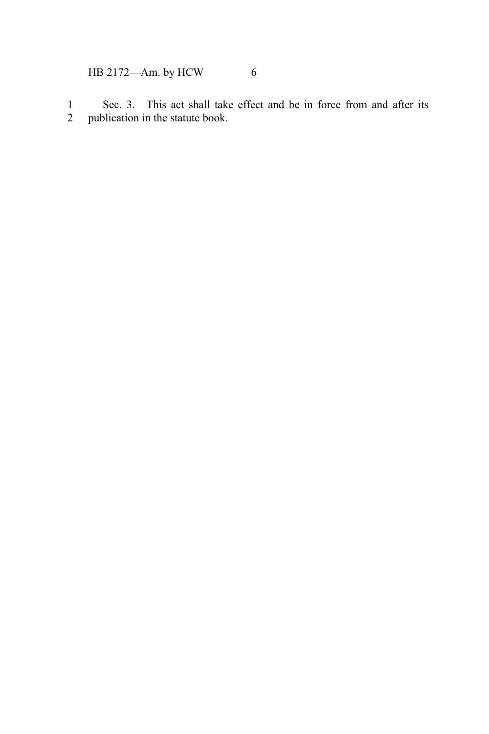Sec. 3. This act shall take effect and be in force from and after its publication in the statute book.